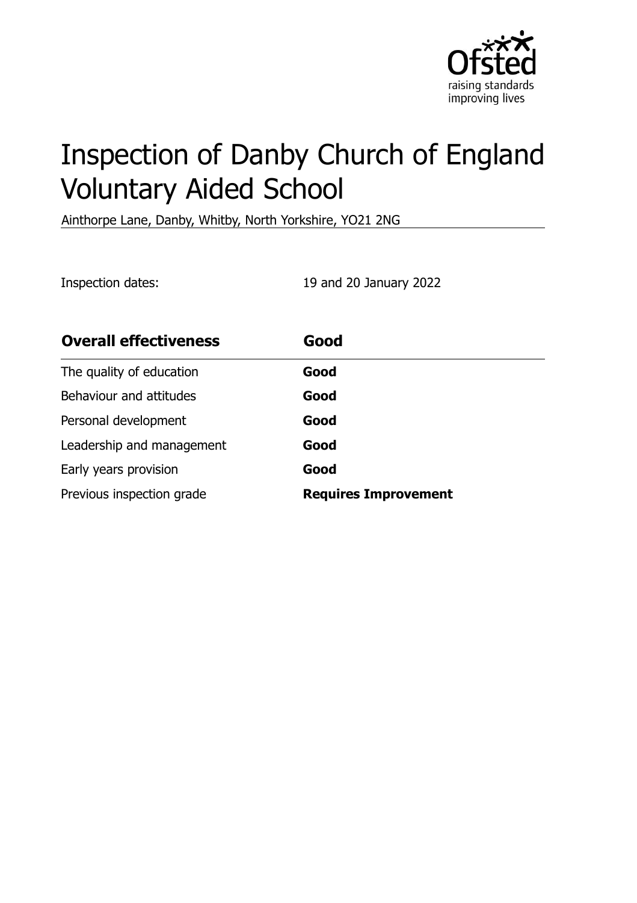# Inspection of Danby Church of England Voluntary Aided School

Ainthorpe Lane, Danby, Whitby, North Yorkshire, YO21 2NG

Inspection dates: 19 and 20 January 2022

| **Overall effectiveness** | **Good** |
| --- | --- |
| The quality of education | **Good** |
| Behaviour and attitudes | **Good** |
| Personal development | **Good** |
| Leadership and management | **Good** |
| Early years provision | **Good** |
| Previous inspection grade | **Requires Improvement** |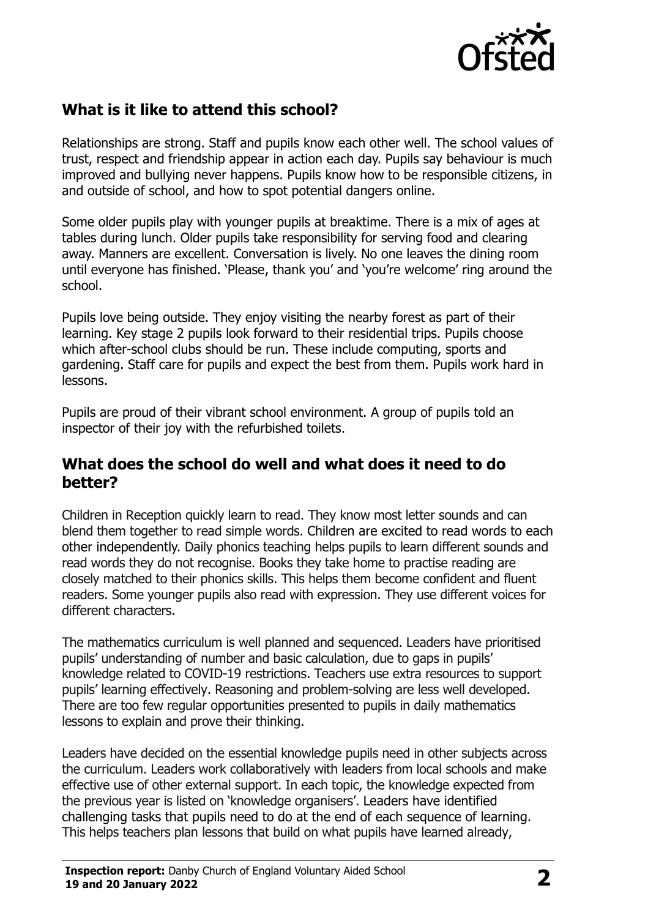## What is it like to attend this school?

Relationships are strong. Staff and pupils know each other well. The school values of trust, respect and friendship appear in action each day. Pupils say behaviour is much improved and bullying never happens. Pupils know how to be responsible citizens, in and outside of school, and how to spot potential dangers online.

Some older pupils play with younger pupils at breaktime. There is a mix of ages at tables during lunch. Older pupils take responsibility for serving food and clearing away. Manners are excellent. Conversation is lively. No one leaves the dining room until everyone has finished. 'Please, thank you' and 'you're welcome' ring around the school.

Pupils love being outside. They enjoy visiting the nearby forest as part of their learning. Key stage 2 pupils look forward to their residential trips. Pupils choose which after-school clubs should be run. These include computing, sports and gardening. Staff care for pupils and expect the best from them. Pupils work hard in lessons.

Pupils are proud of their vibrant school environment. A group of pupils told an inspector of their joy with the refurbished toilets.

## What does the school do well and what does it need to do better?

Children in Reception quickly learn to read. They know most letter sounds and can blend them together to read simple words. Children are excited to read words to each other independently. Daily phonics teaching helps pupils to learn different sounds and read words they do not recognise. Books they take home to practise reading are closely matched to their phonics skills. This helps them become confident and fluent readers. Some younger pupils also read with expression. They use different voices for different characters.

The mathematics curriculum is well planned and sequenced. Leaders have prioritised pupils' understanding of number and basic calculation, due to gaps in pupils' knowledge related to COVID-19 restrictions. Teachers use extra resources to support pupils' learning effectively. Reasoning and problem-solving are less well developed. There are too few regular opportunities presented to pupils in daily mathematics lessons to explain and prove their thinking.

Leaders have decided on the essential knowledge pupils need in other subjects across the curriculum. Leaders work collaboratively with leaders from local schools and make effective use of other external support. In each topic, the knowledge expected from the previous year is listed on 'knowledge organisers'. Leaders have identified challenging tasks that pupils need to do at the end of each sequence of learning. This helps teachers plan lessons that build on what pupils have learned already,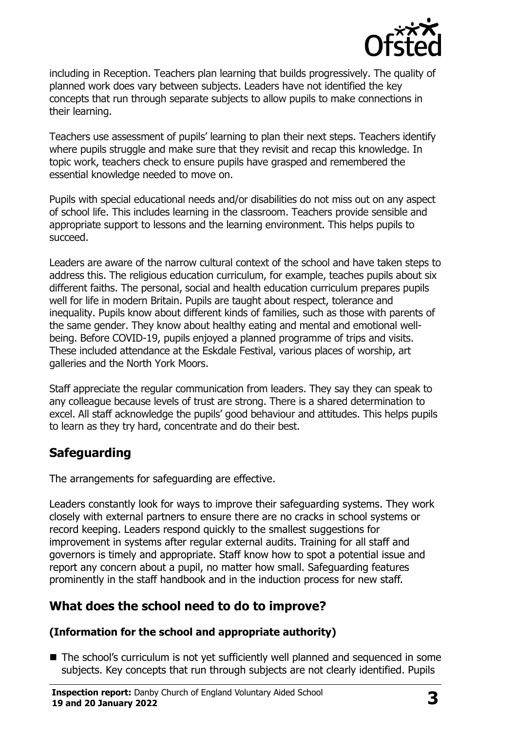including in Reception. Teachers plan learning that builds progressively. The quality of planned work does vary between subjects. Leaders have not identified the key concepts that run through separate subjects to allow pupils to make connections in their learning.

Teachers use assessment of pupils' learning to plan their next steps. Teachers identify where pupils struggle and make sure that they revisit and recap this knowledge. In topic work, teachers check to ensure pupils have grasped and remembered the essential knowledge needed to move on.

Pupils with special educational needs and/or disabilities do not miss out on any aspect of school life. This includes learning in the classroom. Teachers provide sensible and appropriate support to lessons and the learning environment. This helps pupils to succeed.

Leaders are aware of the narrow cultural context of the school and have taken steps to address this. The religious education curriculum, for example, teaches pupils about six different faiths. The personal, social and health education curriculum prepares pupils well for life in modern Britain. Pupils are taught about respect, tolerance and inequality. Pupils know about different kinds of families, such as those with parents of the same gender. They know about healthy eating and mental and emotional well-being. Before COVID-19, pupils enjoyed a planned programme of trips and visits. These included attendance at the Eskdale Festival, various places of worship, art galleries and the North York Moors.

Staff appreciate the regular communication from leaders. They say they can speak to any colleague because levels of trust are strong. There is a shared determination to excel. All staff acknowledge the pupils' good behaviour and attitudes. This helps pupils to learn as they try hard, concentrate and do their best.

## Safeguarding

The arrangements for safeguarding are effective.

Leaders constantly look for ways to improve their safeguarding systems. They work closely with external partners to ensure there are no cracks in school systems or record keeping. Leaders respond quickly to the smallest suggestions for improvement in systems after regular external audits. Training for all staff and governors is timely and appropriate. Staff know how to spot a potential issue and report any concern about a pupil, no matter how small. Safeguarding features prominently in the staff handbook and in the induction process for new staff.

## What does the school need to do to improve?

### (Information for the school and appropriate authority)

- The school's curriculum is not yet sufficiently well planned and sequenced in some subjects. Key concepts that run through subjects are not clearly identified. Pupils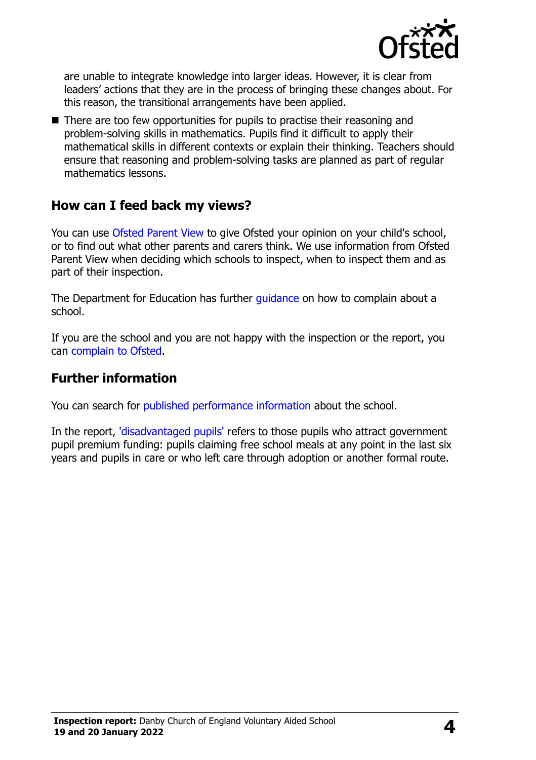are unable to integrate knowledge into larger ideas. However, it is clear from leaders' actions that they are in the process of bringing these changes about. For this reason, the transitional arrangements have been applied.

- There are too few opportunities for pupils to practise their reasoning and problem-solving skills in mathematics. Pupils find it difficult to apply their mathematical skills in different contexts or explain their thinking. Teachers should ensure that reasoning and problem-solving tasks are planned as part of regular mathematics lessons.

## How can I feed back my views?

You can use Ofsted Parent View to give Ofsted your opinion on your child's school, or to find out what other parents and carers think. We use information from Ofsted Parent View when deciding which schools to inspect, when to inspect them and as part of their inspection.

The Department for Education has further guidance on how to complain about a school.

If you are the school and you are not happy with the inspection or the report, you can complain to Ofsted.

## Further information

You can search for published performance information about the school.

In the report, 'disadvantaged pupils' refers to those pupils who attract government pupil premium funding: pupils claiming free school meals at any point in the last six years and pupils in care or who left care through adoption or another formal route.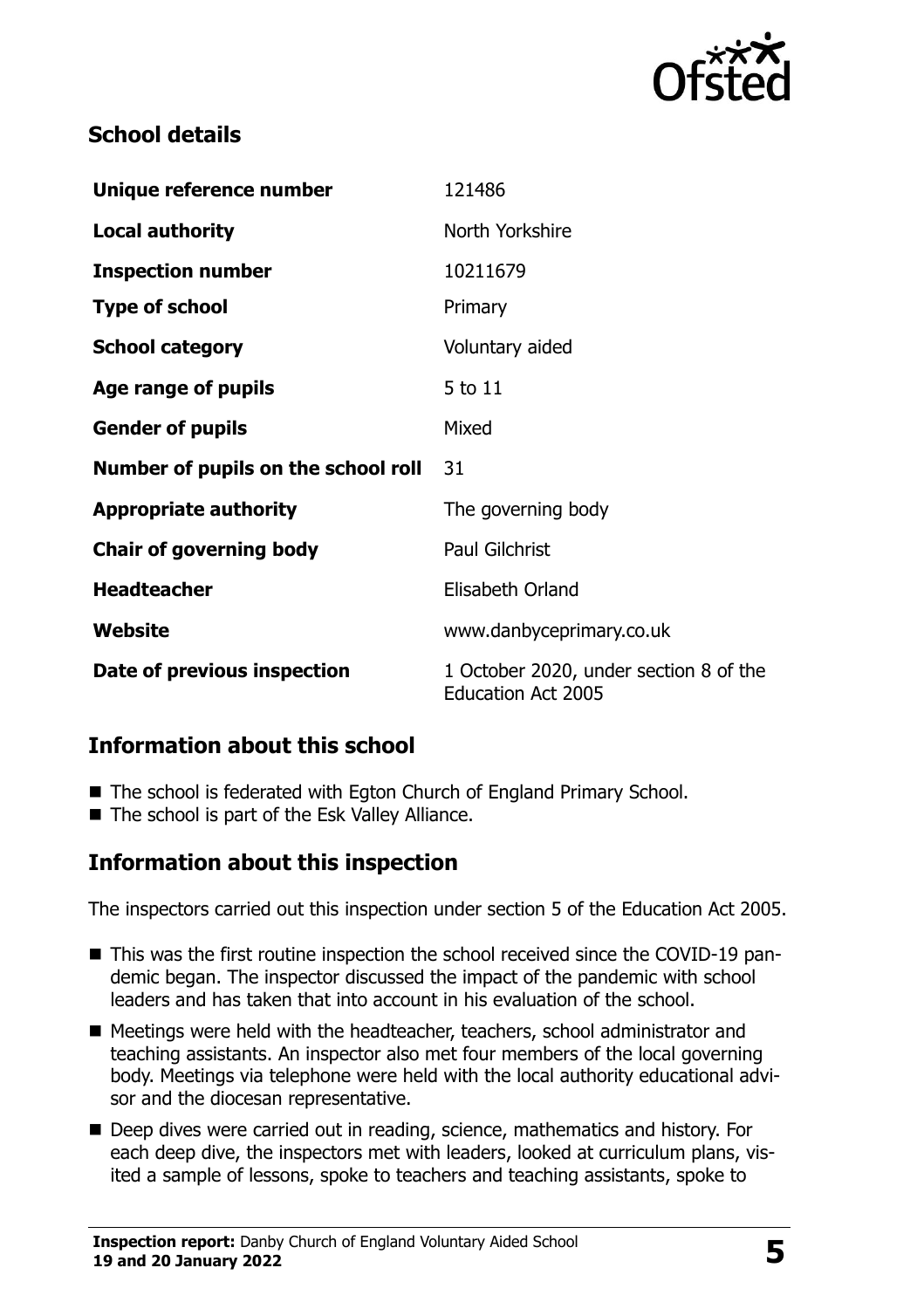## School details

| | |
|---|---|
| **Unique reference number** | 121486 |
| **Local authority** | North Yorkshire |
| **Inspection number** | 10211679 |
| **Type of school** | Primary |
| **School category** | Voluntary aided |
| **Age range of pupils** | 5 to 11 |
| **Gender of pupils** | Mixed |
| **Number of pupils on the school roll** | 31 |
| **Appropriate authority** | The governing body |
| **Chair of governing body** | Paul Gilchrist |
| **Headteacher** | Elisabeth Orland |
| **Website** | www.danbyceprimary.co.uk |
| **Date of previous inspection** | 1 October 2020, under section 8 of the Education Act 2005 |

## Information about this school

- The school is federated with Egton Church of England Primary School.
- The school is part of the Esk Valley Alliance.

## Information about this inspection

The inspectors carried out this inspection under section 5 of the Education Act 2005.

- This was the first routine inspection the school received since the COVID-19 pandemic began. The inspector discussed the impact of the pandemic with school leaders and has taken that into account in his evaluation of the school.
- Meetings were held with the headteacher, teachers, school administrator and teaching assistants. An inspector also met four members of the local governing body. Meetings via telephone were held with the local authority educational advisor and the diocesan representative.
- Deep dives were carried out in reading, science, mathematics and history. For each deep dive, the inspectors met with leaders, looked at curriculum plans, visited a sample of lessons, spoke to teachers and teaching assistants, spoke to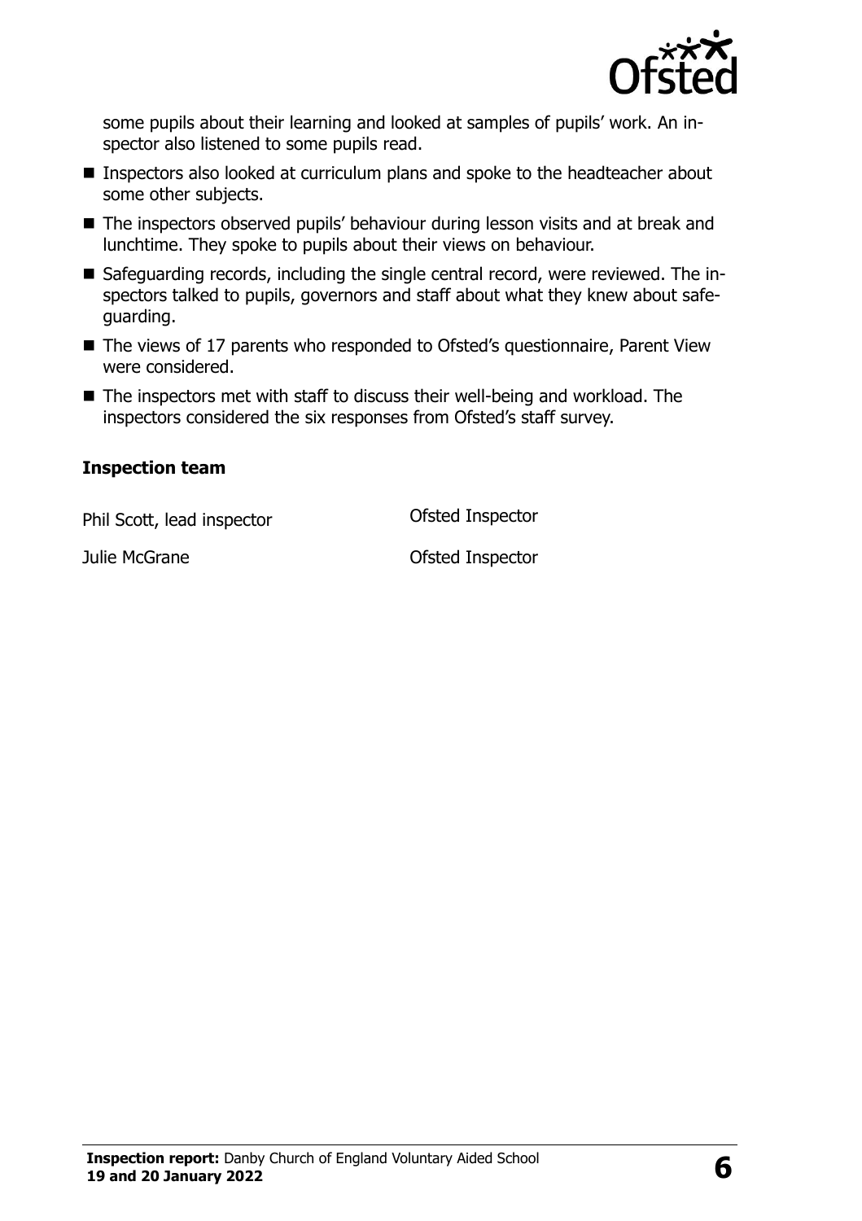some pupils about their learning and looked at samples of pupils' work. An inspector also listened to some pupils read.

- Inspectors also looked at curriculum plans and spoke to the headteacher about some other subjects.
- The inspectors observed pupils' behaviour during lesson visits and at break and lunchtime. They spoke to pupils about their views on behaviour.
- Safeguarding records, including the single central record, were reviewed. The inspectors talked to pupils, governors and staff about what they knew about safeguarding.
- The views of 17 parents who responded to Ofsted's questionnaire, Parent View were considered.
- The inspectors met with staff to discuss their well-being and workload. The inspectors considered the six responses from Ofsted's staff survey.

### Inspection team

| | |
|---|---|
| Phil Scott, lead inspector | Ofsted Inspector |
| Julie McGrane | Ofsted Inspector |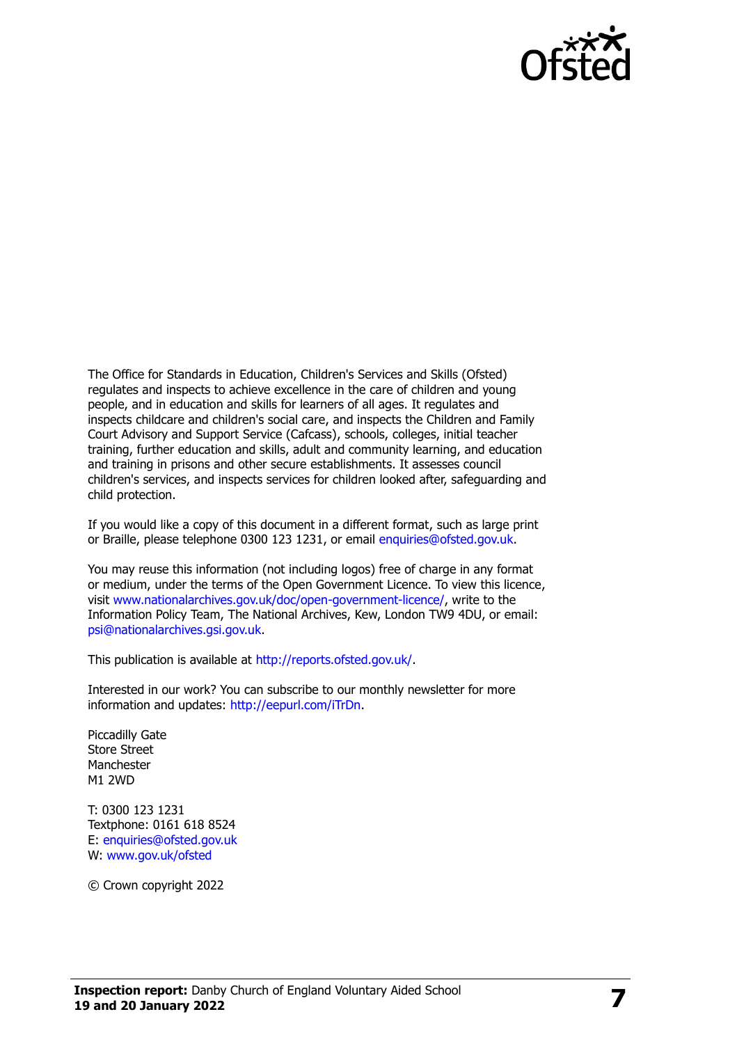The Office for Standards in Education, Children's Services and Skills (Ofsted) regulates and inspects to achieve excellence in the care of children and young people, and in education and skills for learners of all ages. It regulates and inspects childcare and children's social care, and inspects the Children and Family Court Advisory and Support Service (Cafcass), schools, colleges, initial teacher training, further education and skills, adult and community learning, and education and training in prisons and other secure establishments. It assesses council children's services, and inspects services for children looked after, safeguarding and child protection.

If you would like a copy of this document in a different format, such as large print or Braille, please telephone 0300 123 1231, or email enquiries@ofsted.gov.uk.

You may reuse this information (not including logos) free of charge in any format or medium, under the terms of the Open Government Licence. To view this licence, visit www.nationalarchives.gov.uk/doc/open-government-licence/, write to the Information Policy Team, The National Archives, Kew, London TW9 4DU, or email: psi@nationalarchives.gsi.gov.uk.

This publication is available at http://reports.ofsted.gov.uk/.

Interested in our work? You can subscribe to our monthly newsletter for more information and updates: http://eepurl.com/iTrDn.

Piccadilly Gate
Store Street
Manchester
M1 2WD

T: 0300 123 1231
Textphone: 0161 618 8524
E: enquiries@ofsted.gov.uk
W: www.gov.uk/ofsted

© Crown copyright 2022